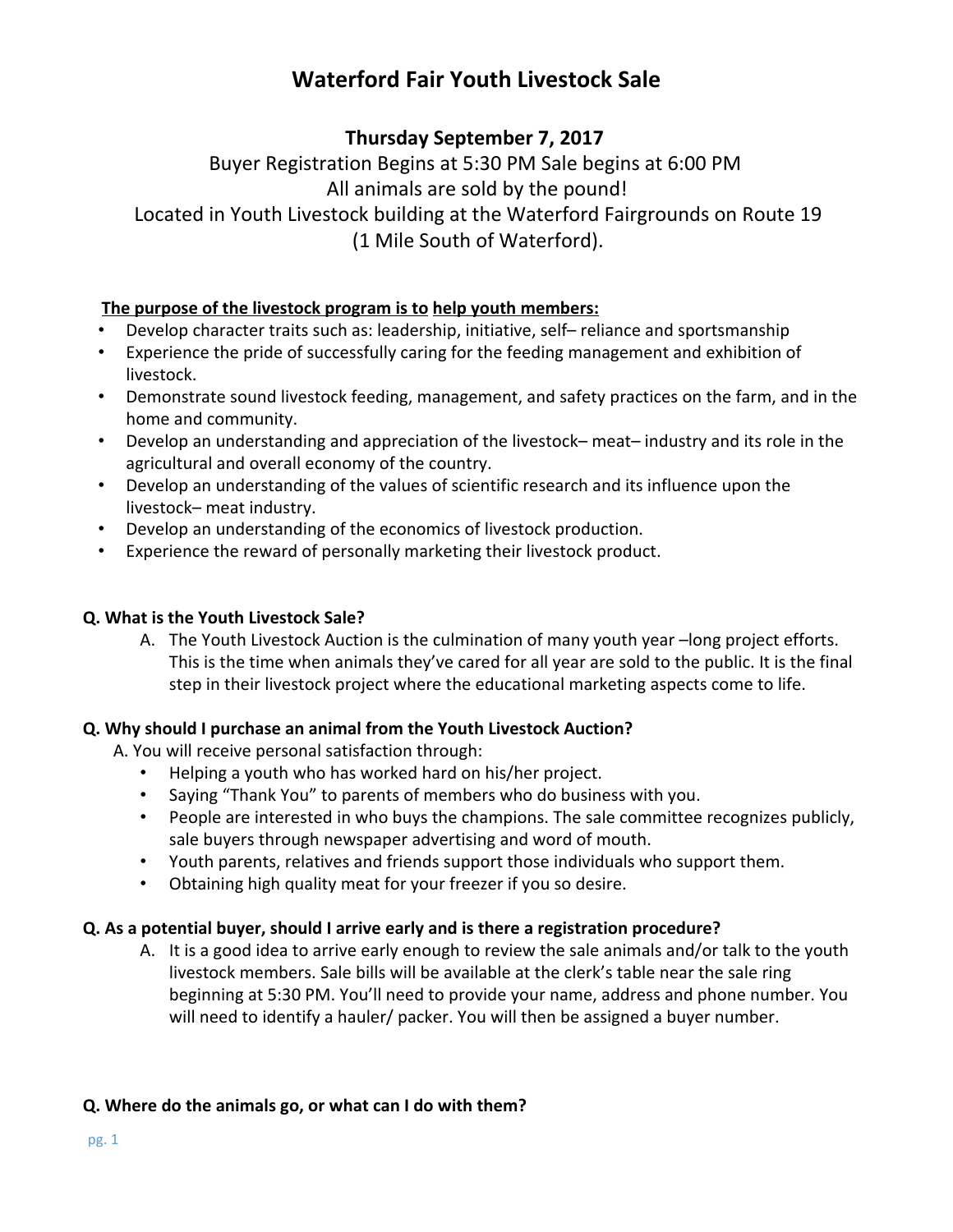# Waterford Fair Youth Livestock Sale

## Thursday September 7, 2017

Buyer Registration Begins at 5:30 PM Sale begins at 6:00 PM

All animals are sold by the pound!

Located in Youth Livestock building at the Waterford Fairgrounds on Route 19 (1 Mile South of Waterford).

**The purpose of the livestock program is to help youth members:**

- Develop character traits such as: leadership, initiative, self– reliance and sportsmanship
- Experience the pride of successfully caring for the feeding management and exhibition of livestock.
- Demonstrate sound livestock feeding, management, and safety practices on the farm, and in the home and community.
- Develop an understanding and appreciation of the livestock– meat– industry and its role in the agricultural and overall economy of the country.
- Develop an understanding of the values of scientific research and its influence upon the livestock– meat industry.
- Develop an understanding of the economics of livestock production.
- Experience the reward of personally marketing their livestock product.

**Q. What is the Youth Livestock Sale?**

A. The Youth Livestock Auction is the culmination of many youth year –long project efforts. This is the time when animals they've cared for all year are sold to the public. It is the final step in their livestock project where the educational marketing aspects come to life.

**Q. Why should I purchase an animal from the Youth Livestock Auction?**

A. You will receive personal satisfaction through:

- Helping a youth who has worked hard on his/her project.
- Saying "Thank You" to parents of members who do business with you.
- People are interested in who buys the champions. The sale committee recognizes publicly, sale buyers through newspaper advertising and word of mouth.
- Youth parents, relatives and friends support those individuals who support them.
- Obtaining high quality meat for your freezer if you so desire.

**Q. As a potential buyer, should I arrive early and is there a registration procedure?**

A. It is a good idea to arrive early enough to review the sale animals and/or talk to the youth livestock members. Sale bills will be available at the clerk's table near the sale ring beginning at 5:30 PM. You'll need to provide your name, address and phone number. You will need to identify a hauler/ packer. You will then be assigned a buyer number.

**Q. Where do the animals go, or what can I do with them?**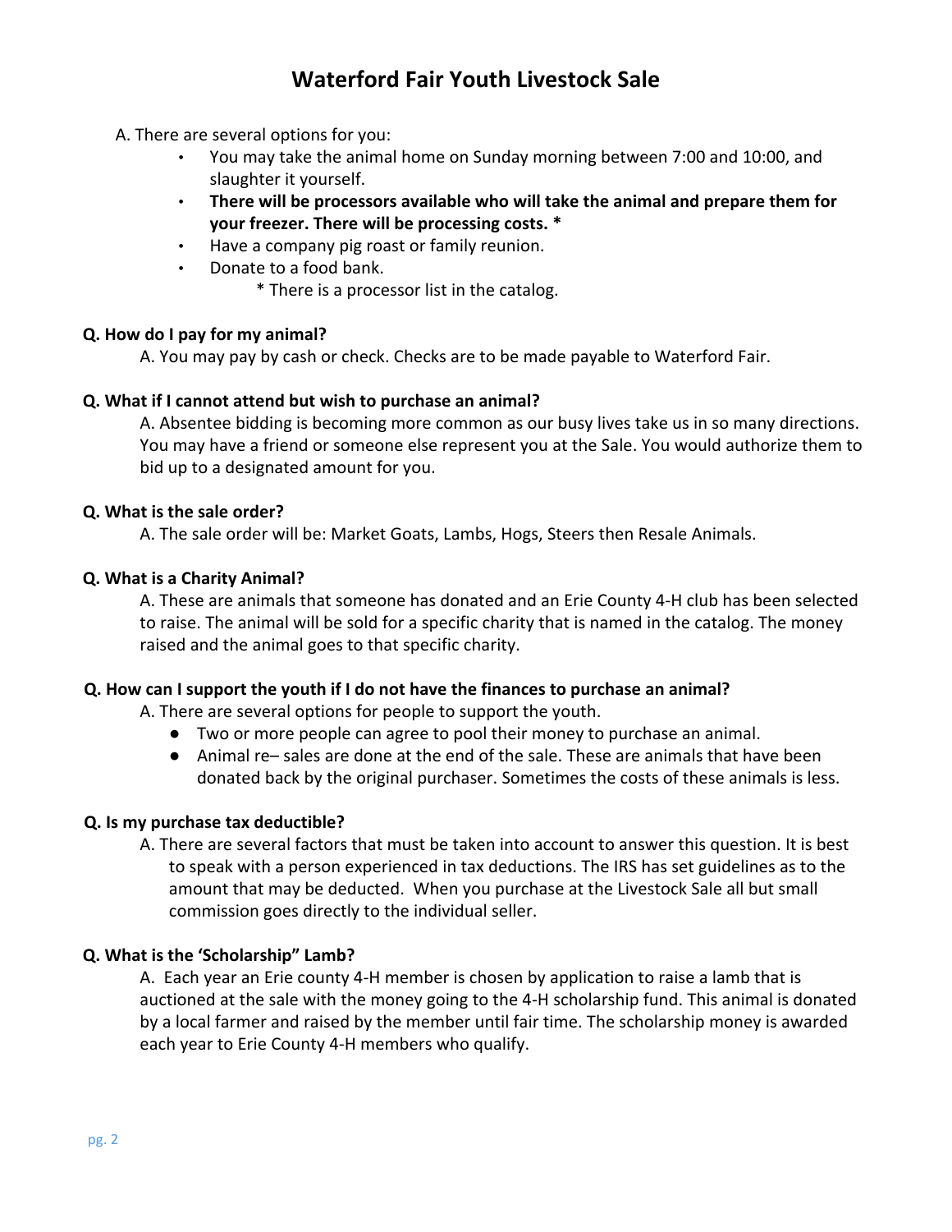# Waterford Fair Youth Livestock Sale

A. There are several options for you:

- You may take the animal home on Sunday morning between 7:00 and 10:00, and slaughter it yourself.
- **There will be processors available who will take the animal and prepare them for your freezer. There will be processing costs. ***
- Have a company pig roast or family reunion.
- Donate to a food bank.

  * There is a processor list in the catalog.

**Q. How do I pay for my animal?**

A. You may pay by cash or check. Checks are to be made payable to Waterford Fair.

**Q. What if I cannot attend but wish to purchase an animal?**

A. Absentee bidding is becoming more common as our busy lives take us in so many directions. You may have a friend or someone else represent you at the Sale. You would authorize them to bid up to a designated amount for you.

**Q. What is the sale order?**

A. The sale order will be: Market Goats, Lambs, Hogs, Steers then Resale Animals.

**Q. What is a Charity Animal?**

A. These are animals that someone has donated and an Erie County 4-H club has been selected to raise. The animal will be sold for a specific charity that is named in the catalog. The money raised and the animal goes to that specific charity.

**Q. How can I support the youth if I do not have the finances to purchase an animal?**

A. There are several options for people to support the youth.

- Two or more people can agree to pool their money to purchase an animal.
- Animal re– sales are done at the end of the sale. These are animals that have been donated back by the original purchaser. Sometimes the costs of these animals is less.

**Q. Is my purchase tax deductible?**

A. There are several factors that must be taken into account to answer this question. It is best to speak with a person experienced in tax deductions. The IRS has set guidelines as to the amount that may be deducted. When you purchase at the Livestock Sale all but small commission goes directly to the individual seller.

**Q. What is the 'Scholarship" Lamb?**

A. Each year an Erie county 4-H member is chosen by application to raise a lamb that is auctioned at the sale with the money going to the 4-H scholarship fund. This animal is donated by a local farmer and raised by the member until fair time. The scholarship money is awarded each year to Erie County 4-H members who qualify.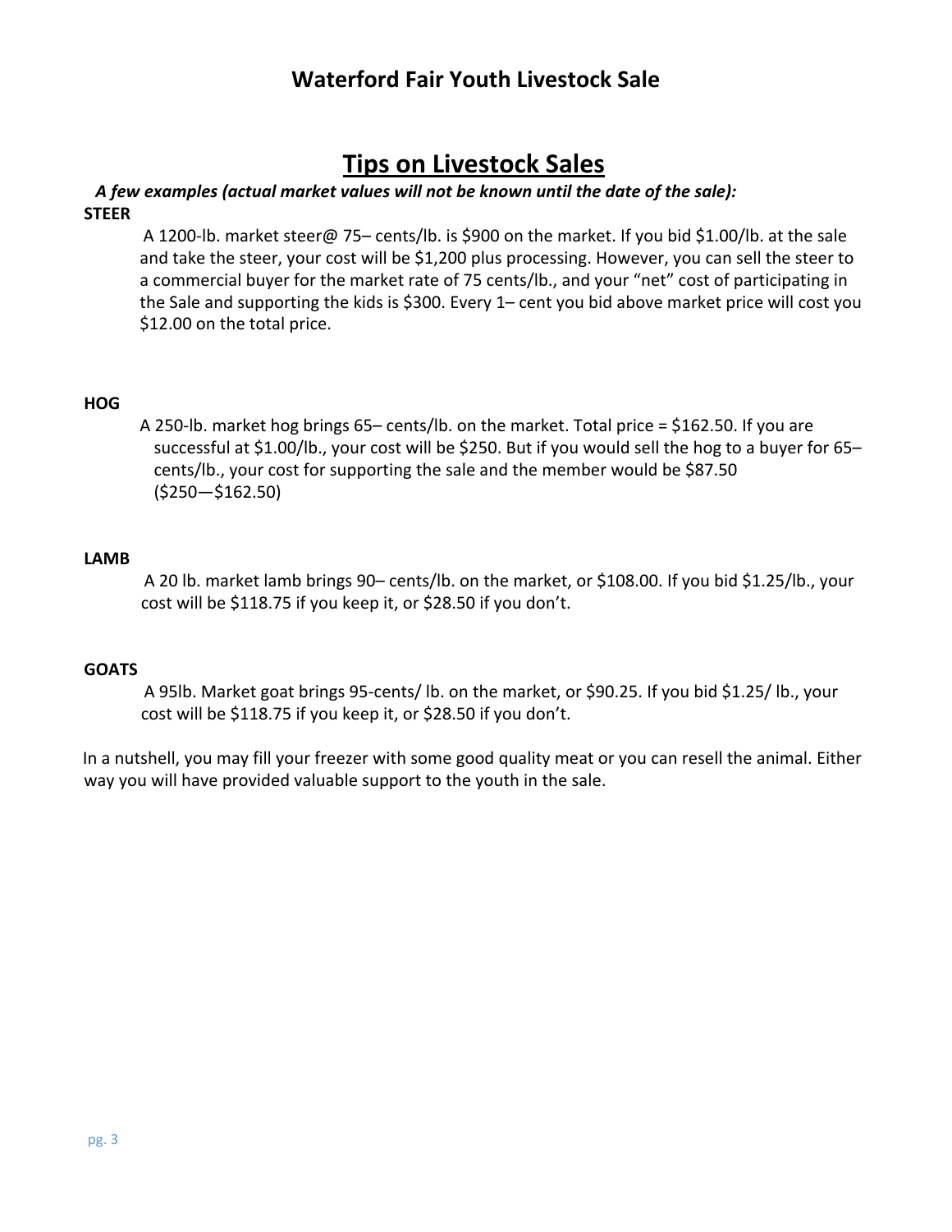## Waterford Fair Youth Livestock Sale

# Tips on Livestock Sales

***A few examples (actual market values will not be known until the date of the sale):***

**STEER**

A 1200-lb. market steer@ 75– cents/lb. is $900 on the market. If you bid $1.00/lb. at the sale and take the steer, your cost will be $1,200 plus processing. However, you can sell the steer to a commercial buyer for the market rate of 75 cents/lb., and your "net" cost of participating in the Sale and supporting the kids is $300. Every 1– cent you bid above market price will cost you $12.00 on the total price.

**HOG**

A 250-lb. market hog brings 65– cents/lb. on the market. Total price = $162.50. If you are successful at $1.00/lb., your cost will be $250. But if you would sell the hog to a buyer for 65– cents/lb., your cost for supporting the sale and the member would be $87.50 ($250—$162.50)

**LAMB**

A 20 lb. market lamb brings 90– cents/lb. on the market, or $108.00. If you bid $1.25/lb., your cost will be $118.75 if you keep it, or $28.50 if you don't.

**GOATS**

A 95lb. Market goat brings 95-cents/ lb. on the market, or $90.25. If you bid $1.25/ lb., your cost will be $118.75 if you keep it, or $28.50 if you don't.

In a nutshell, you may fill your freezer with some good quality meat or you can resell the animal. Either way you will have provided valuable support to the youth in the sale.